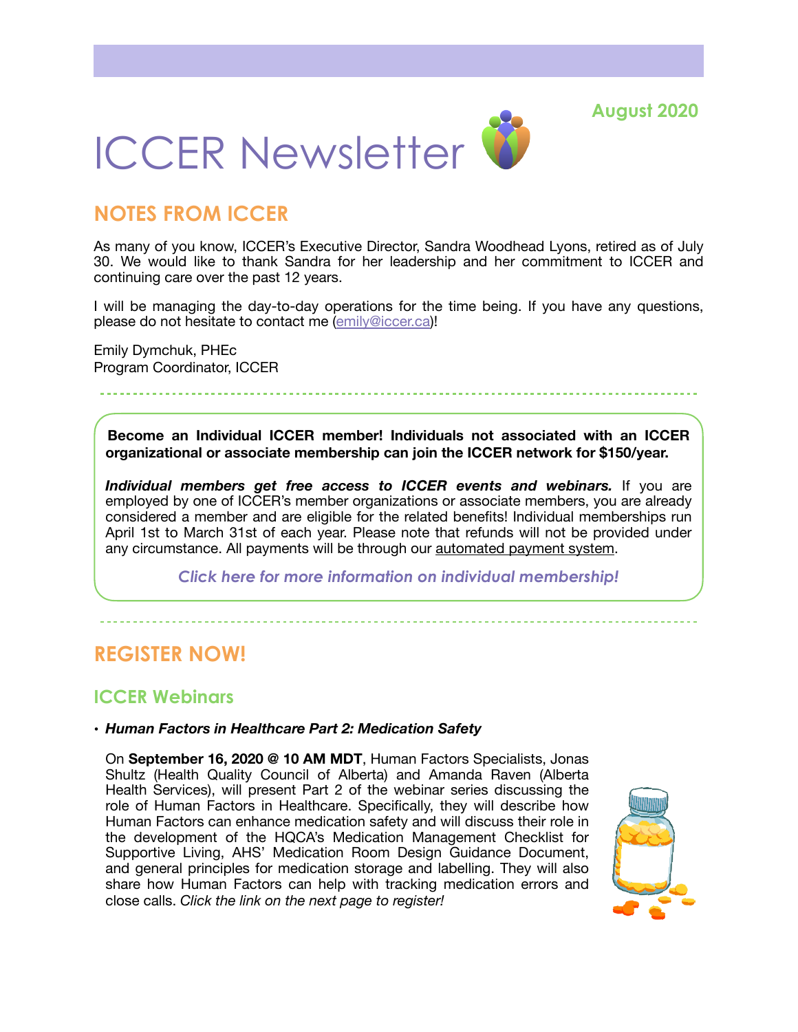August 2020

# ICCER Newsletter

## NOTES FROM ICCER

As many of you know, ICCER's Executive Director, Sandra Woodhead Lyons, retired as of July 30. We would like to thank Sandra for her leadership and her commitment to ICCER and continuing care over the past 12 years.

I will be managing the day-to-day operations for the time being. If you have any questions, please do not hesitate to contact me (emily@iccer.ca)!

Emily Dymchuk, PHEc
Program Coordinator, ICCER

---

**Become an Individual ICCER member! Individuals not associated with an ICCER organizational or associate membership can join the ICCER network for $150/year.**

***Individual members get free access to ICCER events and webinars.*** If you are employed by one of ICCER's member organizations or associate members, you are already considered a member and are eligible for the related benefits! Individual memberships run April 1st to March 31st of each year. Please note that refunds will not be provided under any circumstance. All payments will be through our automated payment system.

***Click here for more information on individual membership!***

---

## REGISTER NOW!

### ICCER Webinars

- ***Human Factors in Healthcare Part 2: Medication Safety***

  On **September 16, 2020 @ 10 AM MDT**, Human Factors Specialists, Jonas Shultz (Health Quality Council of Alberta) and Amanda Raven (Alberta Health Services), will present Part 2 of the webinar series discussing the role of Human Factors in Healthcare. Specifically, they will describe how Human Factors can enhance medication safety and will discuss their role in the development of the HQCA's Medication Management Checklist for Supportive Living, AHS' Medication Room Design Guidance Document, and general principles for medication storage and labelling. They will also share how Human Factors can help with tracking medication errors and close calls. *Click the link on the next page to register!*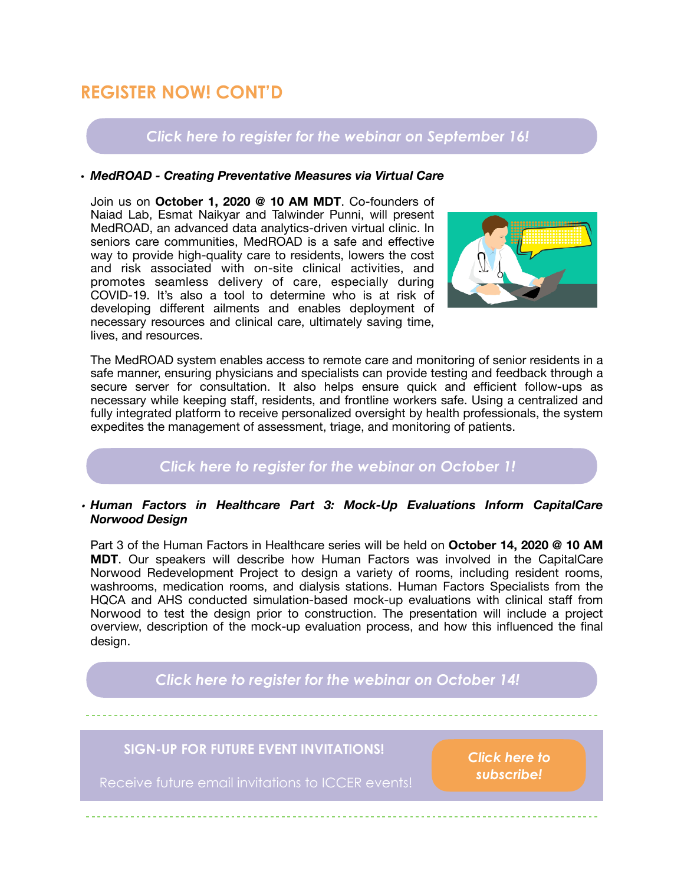## REGISTER NOW! CONT'D

*Click here to register for the webinar on September 16!*

- ***MedROAD - Creating Preventative Measures via Virtual Care***

Join us on **October 1, 2020 @ 10 AM MDT**. Co-founders of Naiad Lab, Esmat Naikyar and Talwinder Punni, will present MedROAD, an advanced data analytics-driven virtual clinic. In seniors care communities, MedROAD is a safe and effective way to provide high-quality care to residents, lowers the cost and risk associated with on-site clinical activities, and promotes seamless delivery of care, especially during COVID-19. It's also a tool to determine who is at risk of developing different ailments and enables deployment of necessary resources and clinical care, ultimately saving time, lives, and resources.

The MedROAD system enables access to remote care and monitoring of senior residents in a safe manner, ensuring physicians and specialists can provide testing and feedback through a secure server for consultation. It also helps ensure quick and efficient follow-ups as necessary while keeping staff, residents, and frontline workers safe. Using a centralized and fully integrated platform to receive personalized oversight by health professionals, the system expedites the management of assessment, triage, and monitoring of patients.

*Click here to register for the webinar on October 1!*

- ***Human Factors in Healthcare Part 3: Mock-Up Evaluations Inform CapitalCare Norwood Design***

Part 3 of the Human Factors in Healthcare series will be held on **October 14, 2020 @ 10 AM MDT**. Our speakers will describe how Human Factors was involved in the CapitalCare Norwood Redevelopment Project to design a variety of rooms, including resident rooms, washrooms, medication rooms, and dialysis stations. Human Factors Specialists from the HQCA and AHS conducted simulation-based mock-up evaluations with clinical staff from Norwood to test the design prior to construction. The presentation will include a project overview, description of the mock-up evaluation process, and how this influenced the final design.

*Click here to register for the webinar on October 14!*

**SIGN-UP FOR FUTURE EVENT INVITATIONS!**

Receive future email invitations to ICCER events!

*Click here to subscribe!*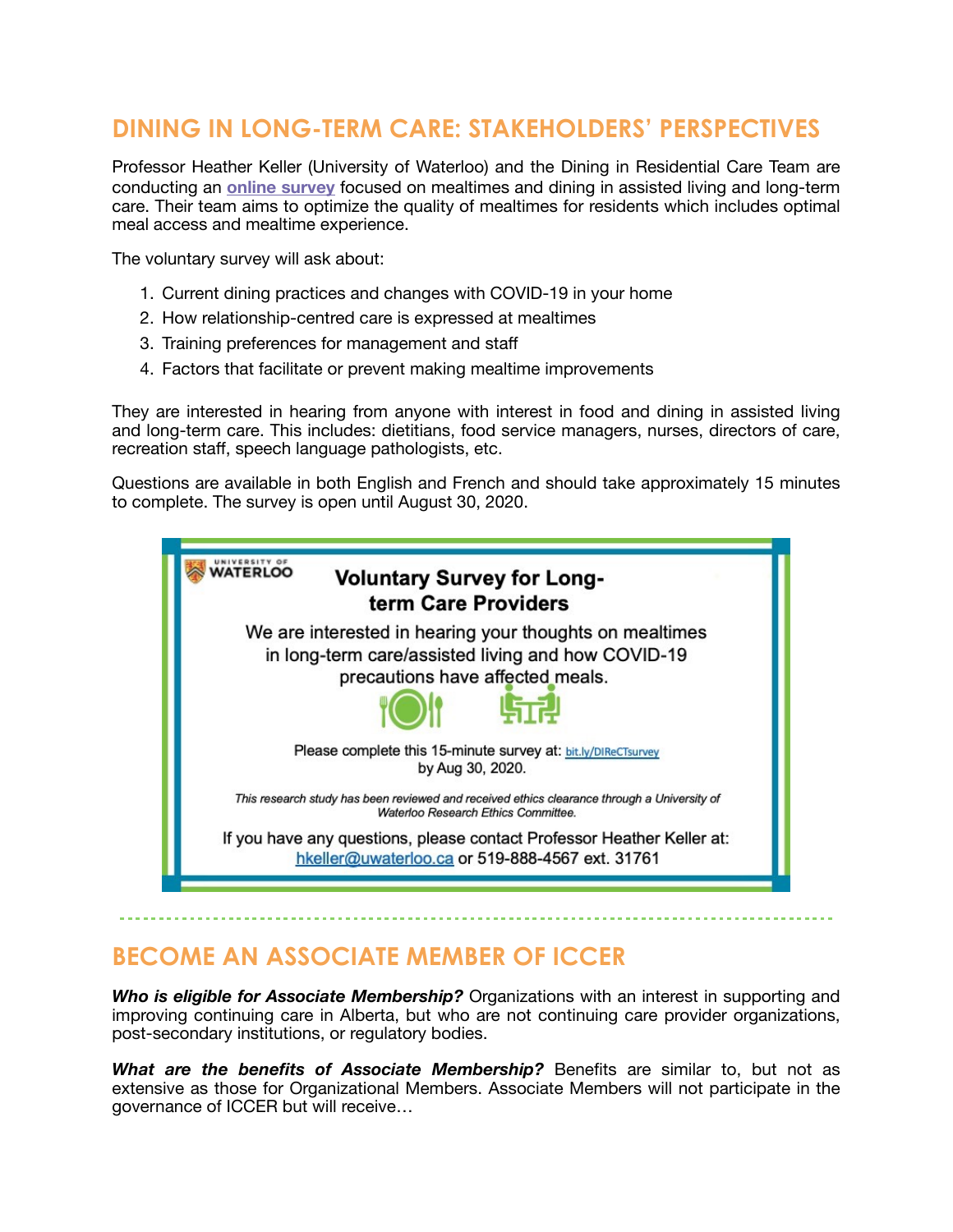## DINING IN LONG-TERM CARE: STAKEHOLDERS' PERSPECTIVES

Professor Heather Keller (University of Waterloo) and the Dining in Residential Care Team are conducting an **online survey** focused on mealtimes and dining in assisted living and long-term care. Their team aims to optimize the quality of mealtimes for residents which includes optimal meal access and mealtime experience.

The voluntary survey will ask about:

1. Current dining practices and changes with COVID-19 in your home
2. How relationship-centred care is expressed at mealtimes
3. Training preferences for management and staff
4. Factors that facilitate or prevent making mealtime improvements

They are interested in hearing from anyone with interest in food and dining in assisted living and long-term care. This includes: dietitians, food service managers, nurses, directors of care, recreation staff, speech language pathologists, etc.

Questions are available in both English and French and should take approximately 15 minutes to complete. The survey is open until August 30, 2020.

UNIVERSITY OF WATERLOO

**Voluntary Survey for Long-term Care Providers**

We are interested in hearing your thoughts on mealtimes in long-term care/assisted living and how COVID-19 precautions have affected meals.

Please complete this 15-minute survey at: bit.ly/DIReCTsurvey by Aug 30, 2020.

*This research study has been reviewed and received ethics clearance through a University of Waterloo Research Ethics Committee.*

If you have any questions, please contact Professor Heather Keller at: hkeller@uwaterloo.ca or 519-888-4567 ext. 31761

---

## BECOME AN ASSOCIATE MEMBER OF ICCER

***Who is eligible for Associate Membership?*** Organizations with an interest in supporting and improving continuing care in Alberta, but who are not continuing care provider organizations, post-secondary institutions, or regulatory bodies.

***What are the benefits of Associate Membership?*** Benefits are similar to, but not as extensive as those for Organizational Members. Associate Members will not participate in the governance of ICCER but will receive…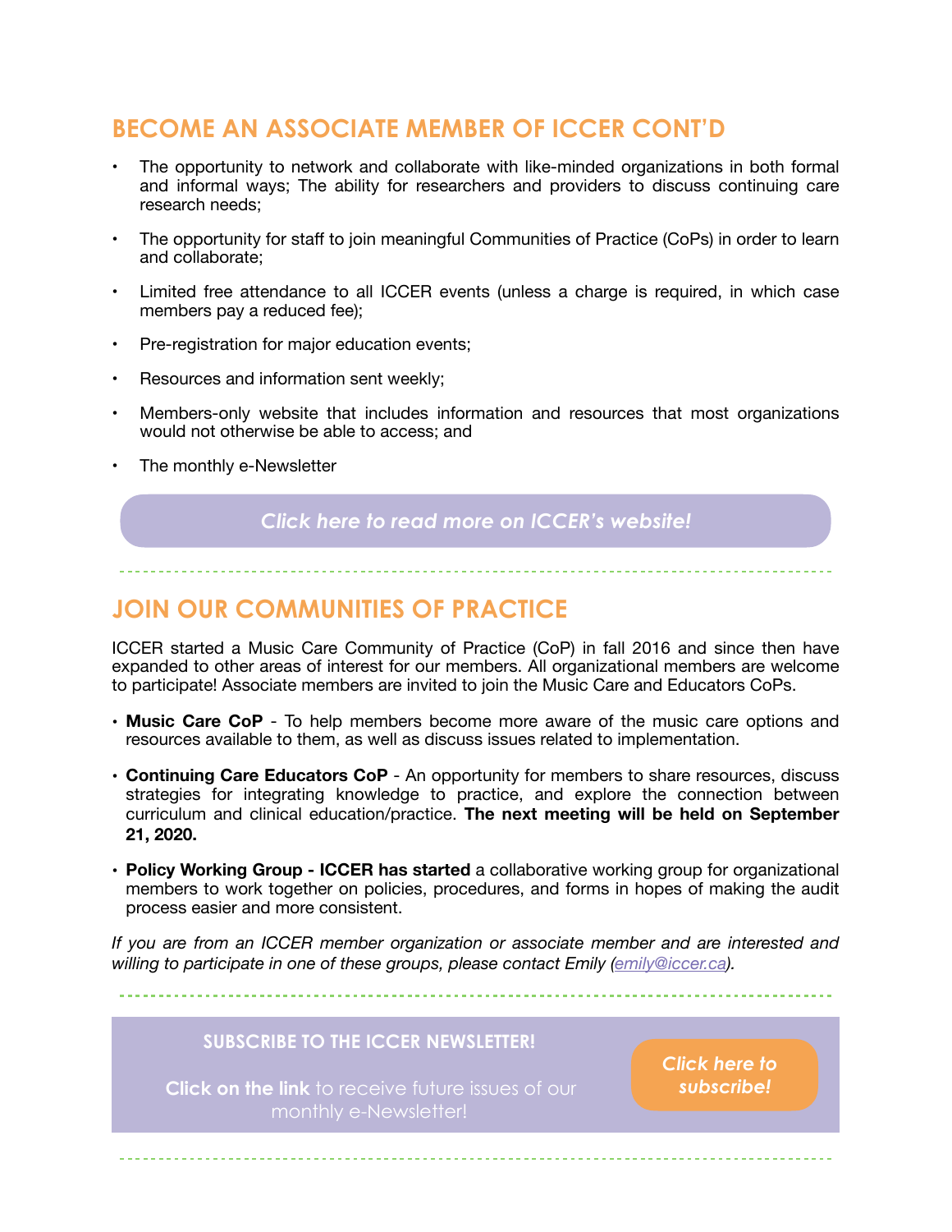## BECOME AN ASSOCIATE MEMBER OF ICCER CONT'D

- The opportunity to network and collaborate with like-minded organizations in both formal and informal ways; The ability for researchers and providers to discuss continuing care research needs;
- The opportunity for staff to join meaningful Communities of Practice (CoPs) in order to learn and collaborate;
- Limited free attendance to all ICCER events (unless a charge is required, in which case members pay a reduced fee);
- Pre-registration for major education events;
- Resources and information sent weekly;
- Members-only website that includes information and resources that most organizations would not otherwise be able to access; and
- The monthly e-Newsletter

*Click here to read more on ICCER's website!*

## JOIN OUR COMMUNITIES OF PRACTICE

ICCER started a Music Care Community of Practice (CoP) in fall 2016 and since then have expanded to other areas of interest for our members. All organizational members are welcome to participate! Associate members are invited to join the Music Care and Educators CoPs.

- **Music Care CoP** - To help members become more aware of the music care options and resources available to them, as well as discuss issues related to implementation.
- **Continuing Care Educators CoP** - An opportunity for members to share resources, discuss strategies for integrating knowledge to practice, and explore the connection between curriculum and clinical education/practice. **The next meeting will be held on September 21, 2020.**
- **Policy Working Group - ICCER has started** a collaborative working group for organizational members to work together on policies, procedures, and forms in hopes of making the audit process easier and more consistent.

*If you are from an ICCER member organization or associate member and are interested and willing to participate in one of these groups, please contact Emily (emily@iccer.ca).*

**SUBSCRIBE TO THE ICCER NEWSLETTER!**

**Click on the link** to receive future issues of our monthly e-Newsletter!

*Click here to subscribe!*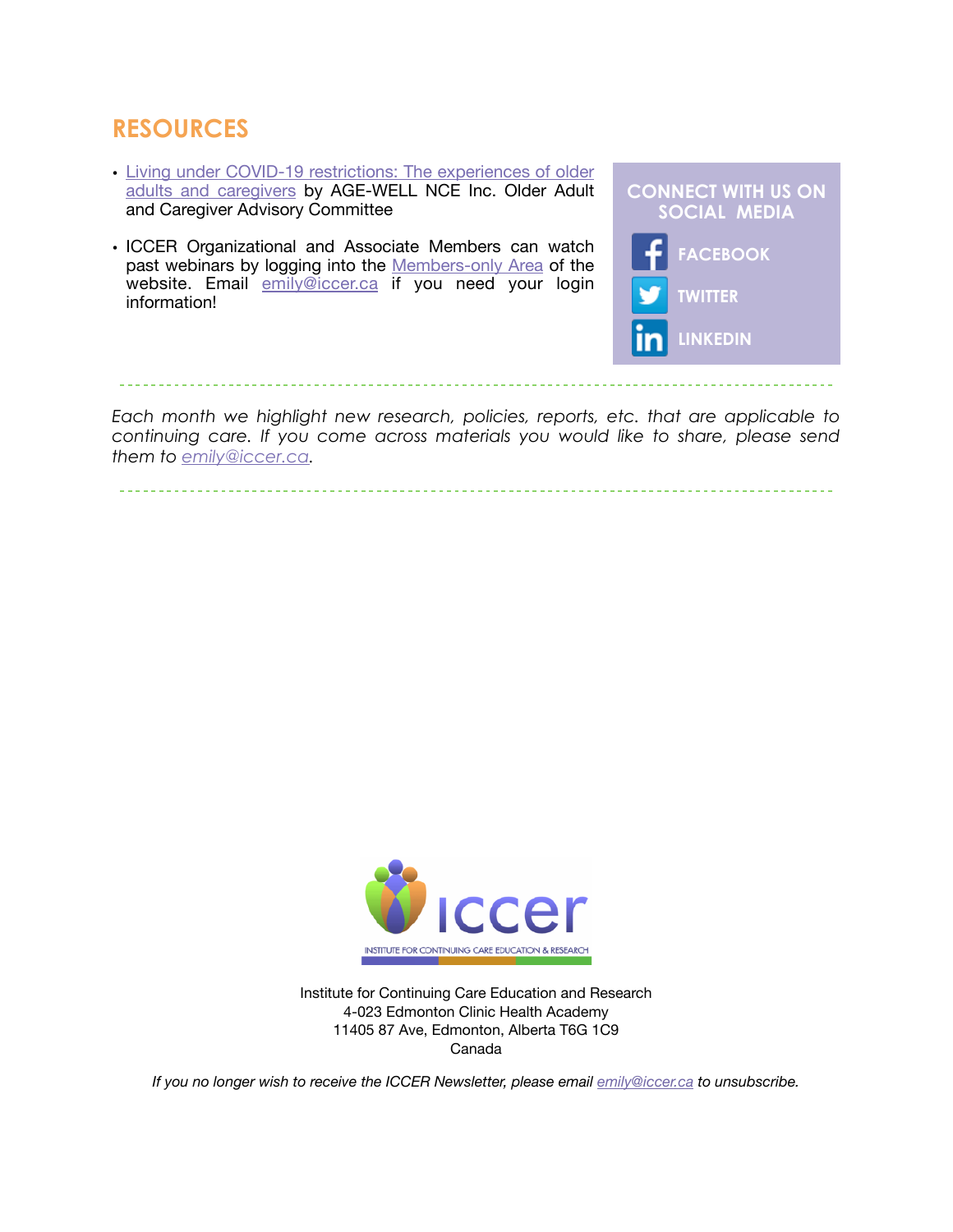## RESOURCES

- Living under COVID-19 restrictions: The experiences of older adults and caregivers by AGE-WELL NCE Inc. Older Adult and Caregiver Advisory Committee
- ICCER Organizational and Associate Members can watch past webinars by logging into the Members-only Area of the website. Email emily@iccer.ca if you need your login information!

**CONNECT WITH US ON SOCIAL MEDIA**

- FACEBOOK
- TWITTER
- LINKEDIN

---

*Each month we highlight new research, policies, reports, etc. that are applicable to continuing care. If you come across materials you would like to share, please send them to emily@iccer.ca.*

---

iccer

INSTITUTE FOR CONTINUING CARE EDUCATION & RESEARCH

Institute for Continuing Care Education and Research
4-023 Edmonton Clinic Health Academy
11405 87 Ave, Edmonton, Alberta T6G 1C9
Canada

*If you no longer wish to receive the ICCER Newsletter, please email emily@iccer.ca to unsubscribe.*